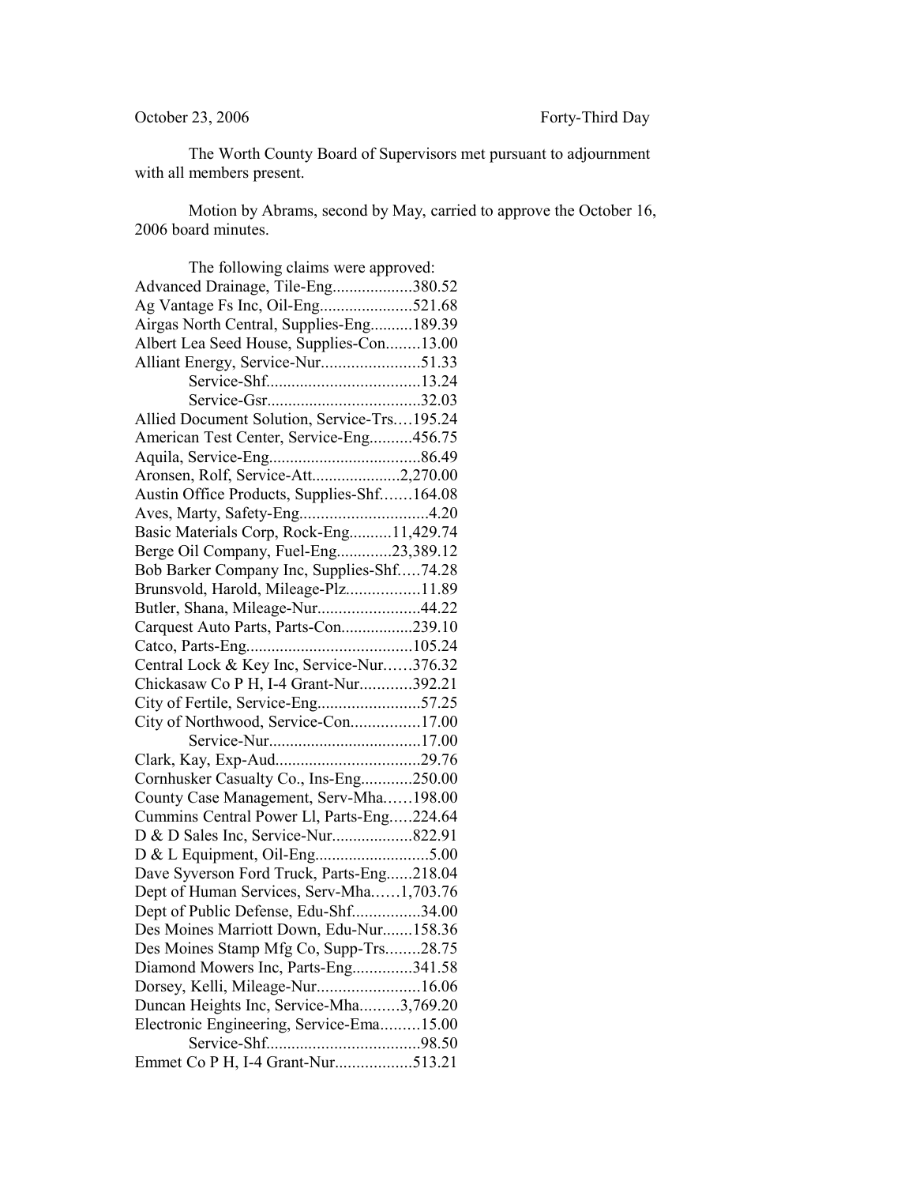October 23, 2006 Forty-Third Day

The Worth County Board of Supervisors met pursuant to adjournment with all members present.

Motion by Abrams, second by May, carried to approve the October 16, 2006 board minutes.

The following claims were approved:

Advanced Drainage, Tile-Eng...................380.52
Ag Vantage Fs Inc, Oil-Eng......................521.68
Airgas North Central, Supplies-Eng..........189.39
Albert Lea Seed House, Supplies-Con........13.00
Alliant Energy, Service-Nur.......................51.33
Service-Shf....................................13.24
Service-Gsr....................................32.03
Allied Document Solution, Service-Trs….195.24
American Test Center, Service-Eng..........456.75
Aquila, Service-Eng....................................86.49
Aronsen, Rolf, Service-Att.....................2,270.00
Austin Office Products, Supplies-Shf…….164.08
Aves, Marty, Safety-Eng..............................4.20
Basic Materials Corp, Rock-Eng..........11,429.74
Berge Oil Company, Fuel-Eng.............23,389.12
Bob Barker Company Inc, Supplies-Shf…..74.28
Brunsvold, Harold, Mileage-Plz.................11.89
Butler, Shana, Mileage-Nur........................44.22
Carquest Auto Parts, Parts-Con.................239.10
Catco, Parts-Eng.......................................105.24
Central Lock & Key Inc, Service-Nur……376.32
Chickasaw Co P H, I-4 Grant-Nur............392.21
City of Fertile, Service-Eng........................57.25
City of Northwood, Service-Con................17.00
Service-Nur....................................17.00
Clark, Kay, Exp-Aud..................................29.76
Cornhusker Casualty Co., Ins-Eng............250.00
County Case Management, Serv-Mha……198.00
Cummins Central Power Ll, Parts-Eng…..224.64
D & D Sales Inc, Service-Nur...................822.91
D & L Equipment, Oil-Eng...........................5.00
Dave Syverson Ford Truck, Parts-Eng......218.04
Dept of Human Services, Serv-Mha……1,703.76
Dept of Public Defense, Edu-Shf................34.00
Des Moines Marriott Down, Edu-Nur.......158.36
Des Moines Stamp Mfg Co, Supp-Trs........28.75
Diamond Mowers Inc, Parts-Eng..............341.58
Dorsey, Kelli, Mileage-Nur........................16.06
Duncan Heights Inc, Service-Mha.........3,769.20
Electronic Engineering, Service-Ema.........15.00
Service-Shf....................................98.50
Emmet Co P H, I-4 Grant-Nur..................513.21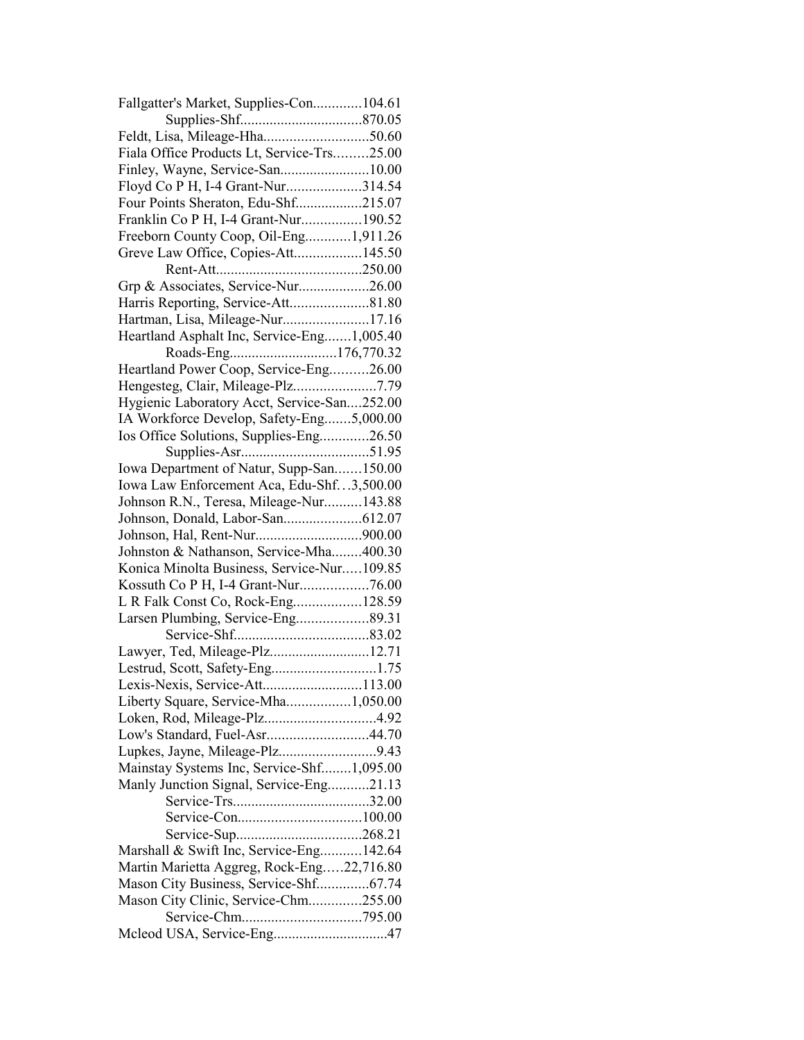Fallgatter's Market, Supplies-Con.............104.61
Supplies-Shf................................870.05
Feldt, Lisa, Mileage-Hha............................50.60
Fiala Office Products Lt, Service-Trs.........25.00
Finley, Wayne, Service-San........................10.00
Floyd Co P H, I-4 Grant-Nur....................314.54
Four Points Sheraton, Edu-Shf..................215.07
Franklin Co P H, I-4 Grant-Nur................190.52
Freeborn County Coop, Oil-Eng............1,911.26
Greve Law Office, Copies-Att..................145.50
Rent-Att.......................................250.00
Grp & Associates, Service-Nur...................26.00
Harris Reporting, Service-Att.....................81.80
Hartman, Lisa, Mileage-Nur.......................17.16
Heartland Asphalt Inc, Service-Eng.......1,005.40
Roads-Eng............................176,770.32
Heartland Power Coop, Service-Eng..........26.00
Hengesteg, Clair, Mileage-Plz......................7.79
Hygienic Laboratory Acct, Service-San....252.00
IA Workforce Develop, Safety-Eng.......5,000.00
Ios Office Solutions, Supplies-Eng.............26.50
Supplies-Asr..................................51.95
Iowa Department of Natur, Supp-San.......150.00
Iowa Law Enforcement Aca, Edu-Shf…3,500.00
Johnson R.N., Teresa, Mileage-Nur..........143.88
Johnson, Donald, Labor-San.....................612.07
Johnson, Hal, Rent-Nur............................900.00
Johnston & Nathanson, Service-Mha........400.30
Konica Minolta Business, Service-Nur.....109.85
Kossuth Co P H, I-4 Grant-Nur..................76.00
L R Falk Const Co, Rock-Eng..................128.59
Larsen Plumbing, Service-Eng...................89.31
Service-Shf....................................83.02
Lawyer, Ted, Mileage-Plz..........................12.71
Lestrud, Scott, Safety-Eng............................1.75
Lexis-Nexis, Service-Att..........................113.00
Liberty Square, Service-Mha.................1,050.00
Loken, Rod, Mileage-Plz..............................4.92
Low's Standard, Fuel-Asr...........................44.70
Lupkes, Jayne, Mileage-Plz..........................9.43
Mainstay Systems Inc, Service-Shf........1,095.00
Manly Junction Signal, Service-Eng...........21.13
Service-Trs....................................32.00
Service-Con.................................100.00
Service-Sup.................................268.21
Marshall & Swift Inc, Service-Eng...........142.64
Martin Marietta Aggreg, Rock-Eng.….22,716.80
Mason City Business, Service-Shf..............67.74
Mason City Clinic, Service-Chm..............255.00
Service-Chm................................795.00
Mcleod USA, Service-Eng..............................47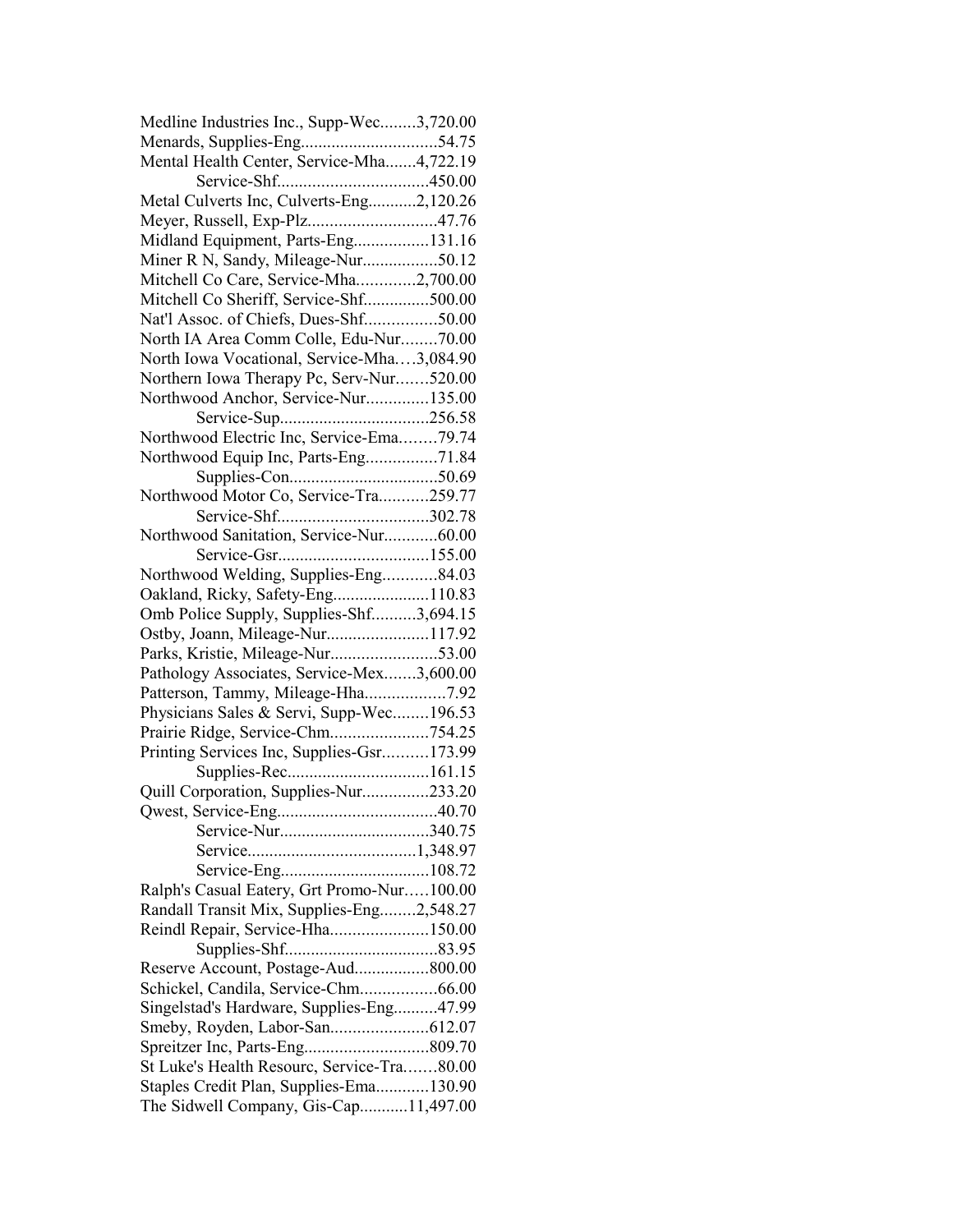Medline Industries Inc., Supp-Wec........3,720.00
Menards, Supplies-Eng...............................54.75
Mental Health Center, Service-Mha.......4,722.19
Service-Shf..................................450.00
Metal Culverts Inc, Culverts-Eng...........2,120.26
Meyer, Russell, Exp-Plz.............................47.76
Midland Equipment, Parts-Eng.................131.16
Miner R N, Sandy, Mileage-Nur.................50.12
Mitchell Co Care, Service-Mha.............2,700.00
Mitchell Co Sheriff, Service-Shf...............500.00
Nat'l Assoc. of Chiefs, Dues-Shf................50.00
North IA Area Comm Colle, Edu-Nur........70.00
North Iowa Vocational, Service-Mha….3,084.90
Northern Iowa Therapy Pc, Serv-Nur…….520.00
Northwood Anchor, Service-Nur..............135.00
Service-Sup..................................256.58
Northwood Electric Inc, Service-Ema……..79.74
Northwood Equip Inc, Parts-Eng................71.84
Supplies-Con..................................50.69
Northwood Motor Co, Service-Tra...........259.77
Service-Shf..................................302.78
Northwood Sanitation, Service-Nur............60.00
Service-Gsr..................................155.00
Northwood Welding, Supplies-Eng............84.03
Oakland, Ricky, Safety-Eng......................110.83
Omb Police Supply, Supplies-Shf..........3,694.15
Ostby, Joann, Mileage-Nur.......................117.92
Parks, Kristie, Mileage-Nur........................53.00
Pathology Associates, Service-Mex.......3,600.00
Patterson, Tammy, Mileage-Hha..................7.92
Physicians Sales & Servi, Supp-Wec........196.53
Prairie Ridge, Service-Chm......................754.25
Printing Services Inc, Supplies-Gsr..........173.99
Supplies-Rec................................161.15
Quill Corporation, Supplies-Nur...............233.20
Qwest, Service-Eng....................................40.70
Service-Nur..................................340.75
Service......................................1,348.97
Service-Eng..................................108.72
Ralph's Casual Eatery, Grt Promo-Nur…..100.00
Randall Transit Mix, Supplies-Eng........2,548.27
Reindl Repair, Service-Hha......................150.00
Supplies-Shf..................................83.95
Reserve Account, Postage-Aud.................800.00
Schickel, Candila, Service-Chm.................66.00
Singelstad's Hardware, Supplies-Eng..........47.99
Smeby, Royden, Labor-San......................612.07
Spreitzer Inc, Parts-Eng............................809.70
St Luke's Health Resourc, Service-Tra…….80.00
Staples Credit Plan, Supplies-Ema............130.90
The Sidwell Company, Gis-Cap...........11,497.00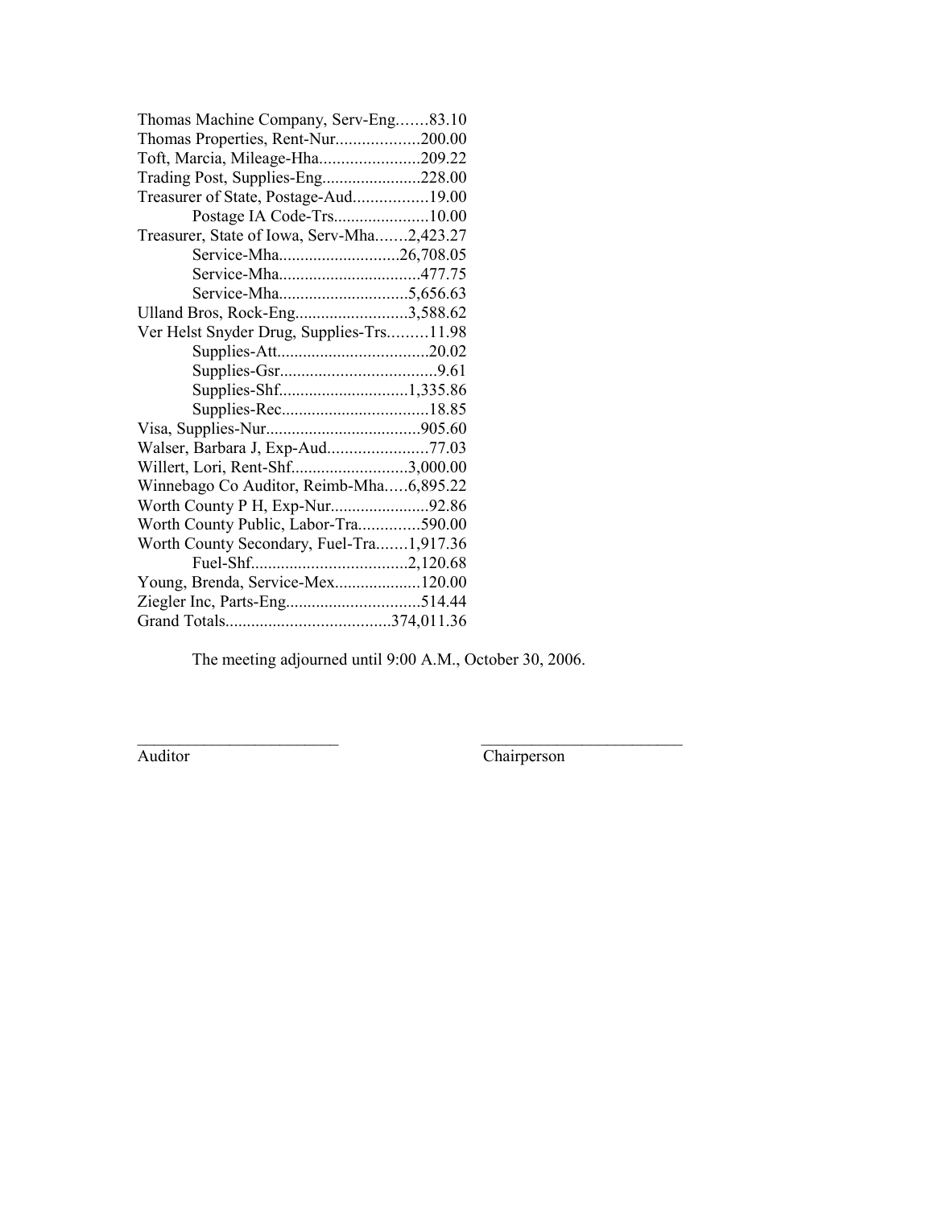Thomas Machine Company, Serv-Eng.......83.10
Thomas Properties, Rent-Nur...................200.00
Toft, Marcia, Mileage-Hha.......................209.22
Trading Post, Supplies-Eng......................228.00
Treasurer of State, Postage-Aud.................19.00
Postage IA Code-Trs......................10.00
Treasurer, State of Iowa, Serv-Mha.......2,423.27
Service-Mha............................26,708.05
Service-Mha.................................477.75
Service-Mha..............................5,656.63
Ulland Bros, Rock-Eng..........................3,588.62
Ver Helst Snyder Drug, Supplies-Trs.........11.98
Supplies-Att...................................20.02
Supplies-Gsr....................................9.61
Supplies-Shf..............................1,335.86
Supplies-Rec..................................18.85
Visa, Supplies-Nur....................................905.60
Walser, Barbara J, Exp-Aud.......................77.03
Willert, Lori, Rent-Shf...........................3,000.00
Winnebago Co Auditor, Reimb-Mha.....6,895.22
Worth County P H, Exp-Nur.......................92.86
Worth County Public, Labor-Tra..............590.00
Worth County Secondary, Fuel-Tra.......1,917.36
Fuel-Shf....................................2,120.68
Young, Brenda, Service-Mex....................120.00
Ziegler Inc, Parts-Eng...............................514.44
Grand Totals......................................374,011.36

The meeting adjourned until 9:00 A.M., October 30, 2006.

\_\_\_\_\_\_\_\_\_\_\_\_\_\_\_\_\_\_\_\_\_\_\_\_ \_\_\_\_\_\_\_\_\_\_\_\_\_\_\_\_\_\_\_\_\_\_\_\_
Auditor Chairperson